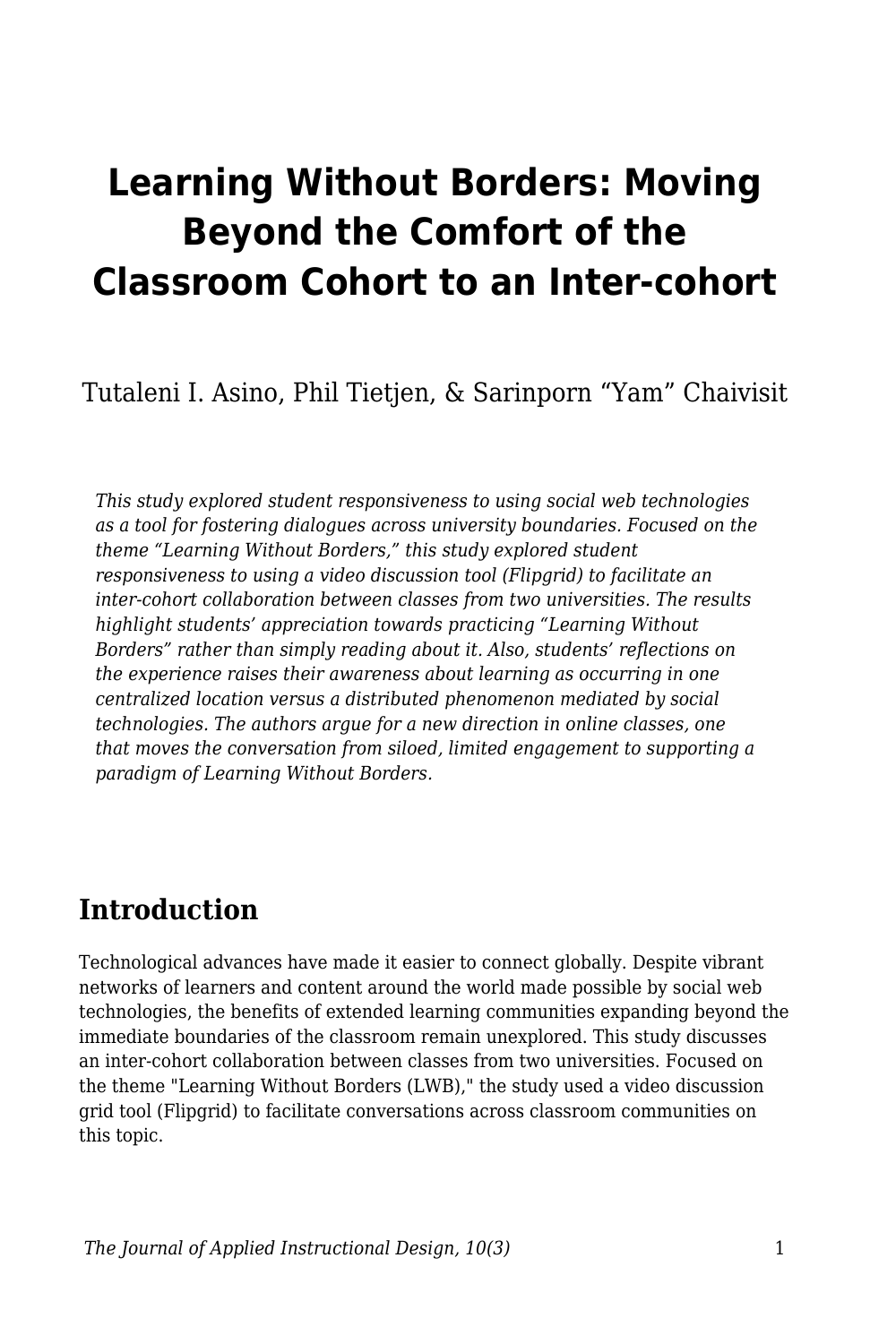# Learning Without Borders: Moving Beyond the Comfort of the Classroom Cohort to an Inter-cohort

Tutaleni I. Asino, Phil Tietjen, & Sarinporn “Yam” Chaivisit

*This study explored student responsiveness to using social web technologies as a tool for fostering dialogues across university boundaries. Focused on the theme “Learning Without Borders,” this study explored student responsiveness to using a video discussion tool (Flipgrid) to facilitate an inter-cohort collaboration between classes from two universities. The results highlight students’ appreciation towards practicing “Learning Without Borders” rather than simply reading about it. Also, students’ reflections on the experience raises their awareness about learning as occurring in one centralized location versus a distributed phenomenon mediated by social technologies. The authors argue for a new direction in online classes, one that moves the conversation from siloed, limited engagement to supporting a paradigm of Learning Without Borders.*

## Introduction

Technological advances have made it easier to connect globally. Despite vibrant networks of learners and content around the world made possible by social web technologies, the benefits of extended learning communities expanding beyond the immediate boundaries of the classroom remain unexplored. This study discusses an inter-cohort collaboration between classes from two universities. Focused on the theme "Learning Without Borders (LWB)," the study used a video discussion grid tool (Flipgrid) to facilitate conversations across classroom communities on this topic.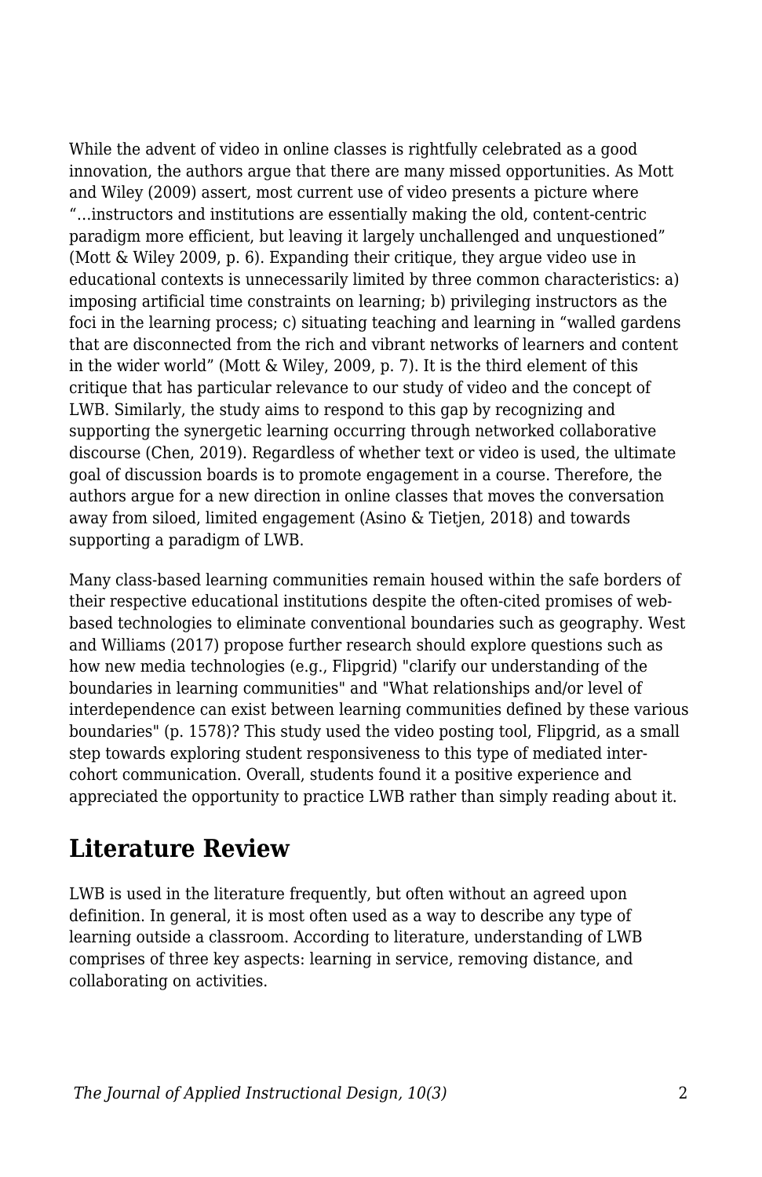While the advent of video in online classes is rightfully celebrated as a good innovation, the authors argue that there are many missed opportunities. As Mott and Wiley (2009) assert, most current use of video presents a picture where "…instructors and institutions are essentially making the old, content-centric paradigm more efficient, but leaving it largely unchallenged and unquestioned" (Mott & Wiley 2009, p. 6). Expanding their critique, they argue video use in educational contexts is unnecessarily limited by three common characteristics: a) imposing artificial time constraints on learning; b) privileging instructors as the foci in the learning process; c) situating teaching and learning in "walled gardens that are disconnected from the rich and vibrant networks of learners and content in the wider world" (Mott & Wiley, 2009, p. 7). It is the third element of this critique that has particular relevance to our study of video and the concept of LWB. Similarly, the study aims to respond to this gap by recognizing and supporting the synergetic learning occurring through networked collaborative discourse (Chen, 2019). Regardless of whether text or video is used, the ultimate goal of discussion boards is to promote engagement in a course. Therefore, the authors argue for a new direction in online classes that moves the conversation away from siloed, limited engagement (Asino & Tietjen, 2018) and towards supporting a paradigm of LWB.

Many class-based learning communities remain housed within the safe borders of their respective educational institutions despite the often-cited promises of web-based technologies to eliminate conventional boundaries such as geography. West and Williams (2017) propose further research should explore questions such as how new media technologies (e.g., Flipgrid) "clarify our understanding of the boundaries in learning communities" and "What relationships and/or level of interdependence can exist between learning communities defined by these various boundaries" (p. 1578)? This study used the video posting tool, Flipgrid, as a small step towards exploring student responsiveness to this type of mediated inter-cohort communication. Overall, students found it a positive experience and appreciated the opportunity to practice LWB rather than simply reading about it.

## Literature Review

LWB is used in the literature frequently, but often without an agreed upon definition. In general, it is most often used as a way to describe any type of learning outside a classroom. According to literature, understanding of LWB comprises of three key aspects: learning in service, removing distance, and collaborating on activities.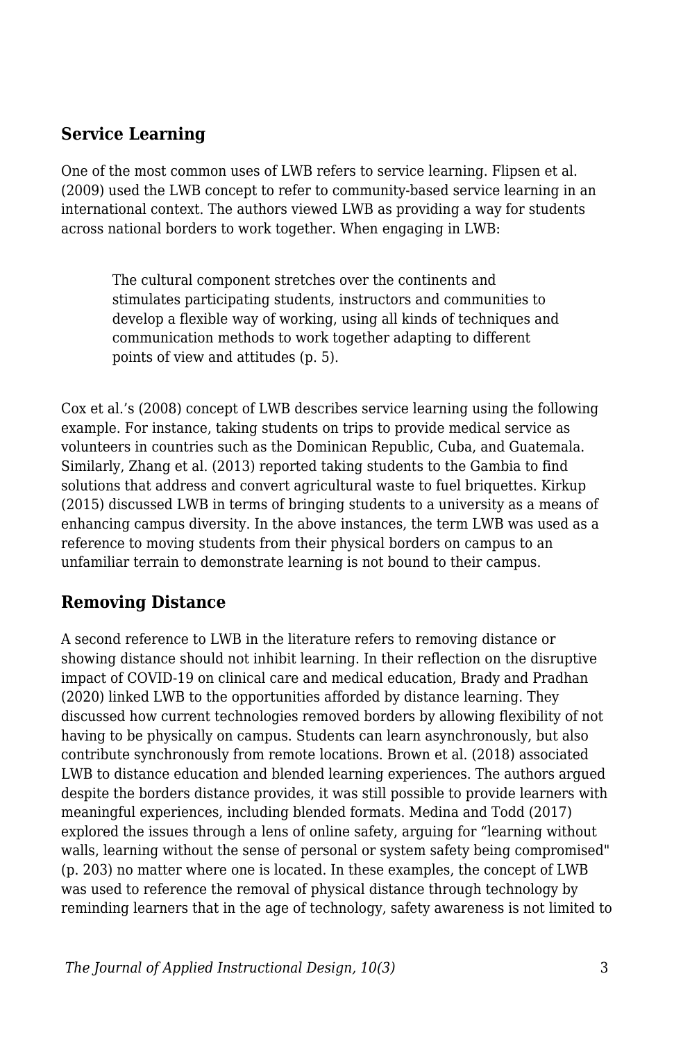## Service Learning

One of the most common uses of LWB refers to service learning. Flipsen et al. (2009) used the LWB concept to refer to community-based service learning in an international context. The authors viewed LWB as providing a way for students across national borders to work together. When engaging in LWB:

> The cultural component stretches over the continents and stimulates participating students, instructors and communities to develop a flexible way of working, using all kinds of techniques and communication methods to work together adapting to different points of view and attitudes (p. 5).

Cox et al.'s (2008) concept of LWB describes service learning using the following example. For instance, taking students on trips to provide medical service as volunteers in countries such as the Dominican Republic, Cuba, and Guatemala. Similarly, Zhang et al. (2013) reported taking students to the Gambia to find solutions that address and convert agricultural waste to fuel briquettes. Kirkup (2015) discussed LWB in terms of bringing students to a university as a means of enhancing campus diversity. In the above instances, the term LWB was used as a reference to moving students from their physical borders on campus to an unfamiliar terrain to demonstrate learning is not bound to their campus.

## Removing Distance

A second reference to LWB in the literature refers to removing distance or showing distance should not inhibit learning. In their reflection on the disruptive impact of COVID-19 on clinical care and medical education, Brady and Pradhan (2020) linked LWB to the opportunities afforded by distance learning. They discussed how current technologies removed borders by allowing flexibility of not having to be physically on campus. Students can learn asynchronously, but also contribute synchronously from remote locations. Brown et al. (2018) associated LWB to distance education and blended learning experiences. The authors argued despite the borders distance provides, it was still possible to provide learners with meaningful experiences, including blended formats. Medina and Todd (2017) explored the issues through a lens of online safety, arguing for "learning without walls, learning without the sense of personal or system safety being compromised" (p. 203) no matter where one is located. In these examples, the concept of LWB was used to reference the removal of physical distance through technology by reminding learners that in the age of technology, safety awareness is not limited to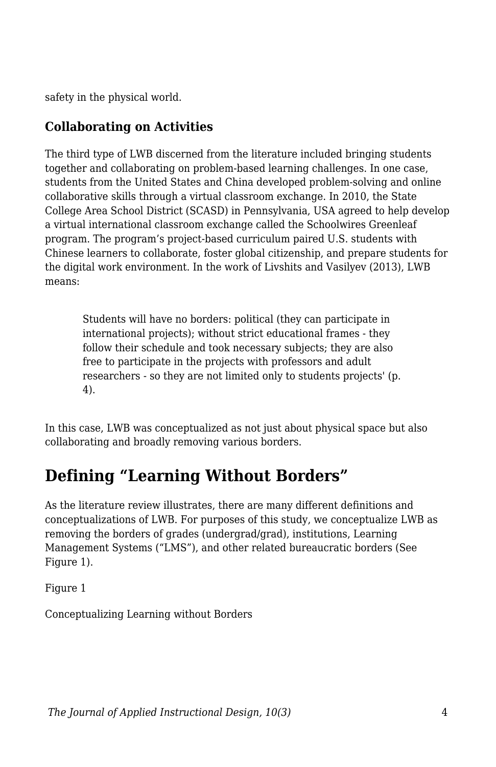safety in the physical world.

### Collaborating on Activities

The third type of LWB discerned from the literature included bringing students together and collaborating on problem-based learning challenges. In one case, students from the United States and China developed problem-solving and online collaborative skills through a virtual classroom exchange. In 2010, the State College Area School District (SCASD) in Pennsylvania, USA agreed to help develop a virtual international classroom exchange called the Schoolwires Greenleaf program. The program's project-based curriculum paired U.S. students with Chinese learners to collaborate, foster global citizenship, and prepare students for the digital work environment. In the work of Livshits and Vasilyev (2013), LWB means:

> Students will have no borders: political (they can participate in international projects); without strict educational frames - they follow their schedule and took necessary subjects; they are also free to participate in the projects with professors and adult researchers - so they are not limited only to students projects' (p. 4).

In this case, LWB was conceptualized as not just about physical space but also collaborating and broadly removing various borders.

## Defining "Learning Without Borders"

As the literature review illustrates, there are many different definitions and conceptualizations of LWB. For purposes of this study, we conceptualize LWB as removing the borders of grades (undergrad/grad), institutions, Learning Management Systems ("LMS"), and other related bureaucratic borders (See Figure 1).

Figure 1

Conceptualizing Learning without Borders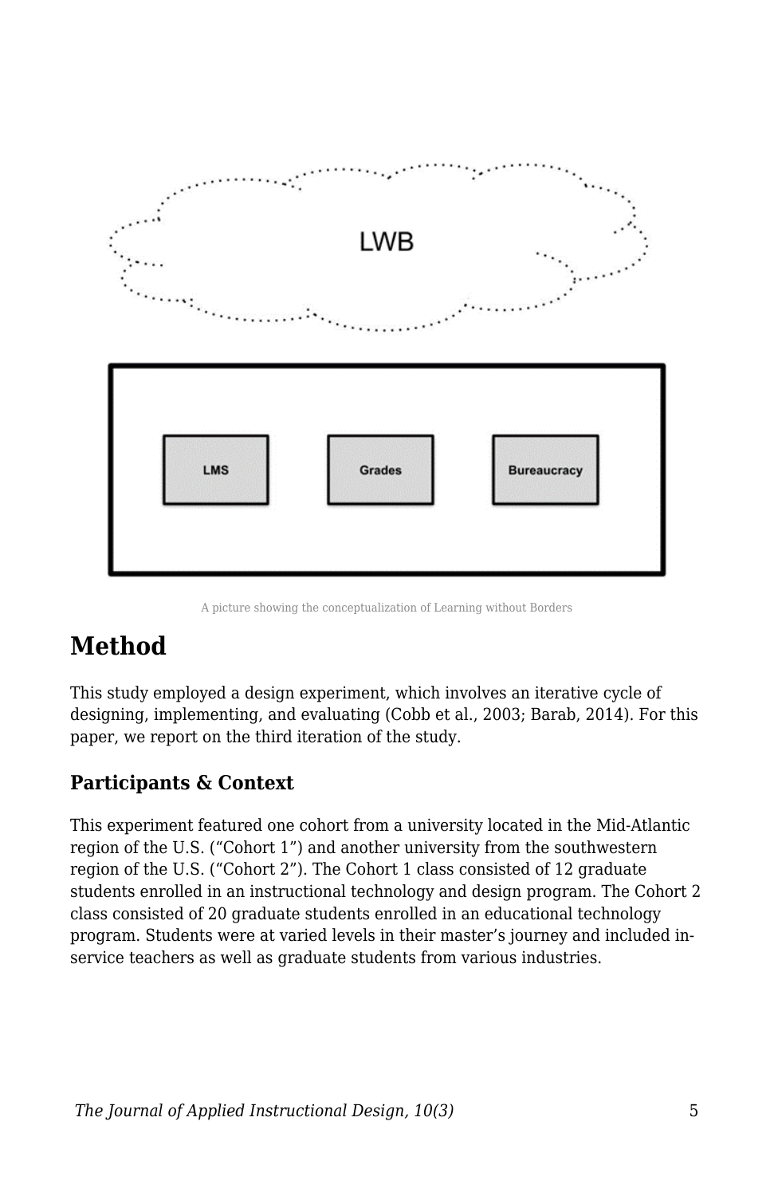A picture showing the conceptualization of Learning without Borders

## Method

This study employed a design experiment, which involves an iterative cycle of designing, implementing, and evaluating (Cobb et al., 2003; Barab, 2014). For this paper, we report on the third iteration of the study.

### Participants & Context

This experiment featured one cohort from a university located in the Mid-Atlantic region of the U.S. ("Cohort 1") and another university from the southwestern region of the U.S. ("Cohort 2"). The Cohort 1 class consisted of 12 graduate students enrolled in an instructional technology and design program. The Cohort 2 class consisted of 20 graduate students enrolled in an educational technology program. Students were at varied levels in their master's journey and included in-service teachers as well as graduate students from various industries.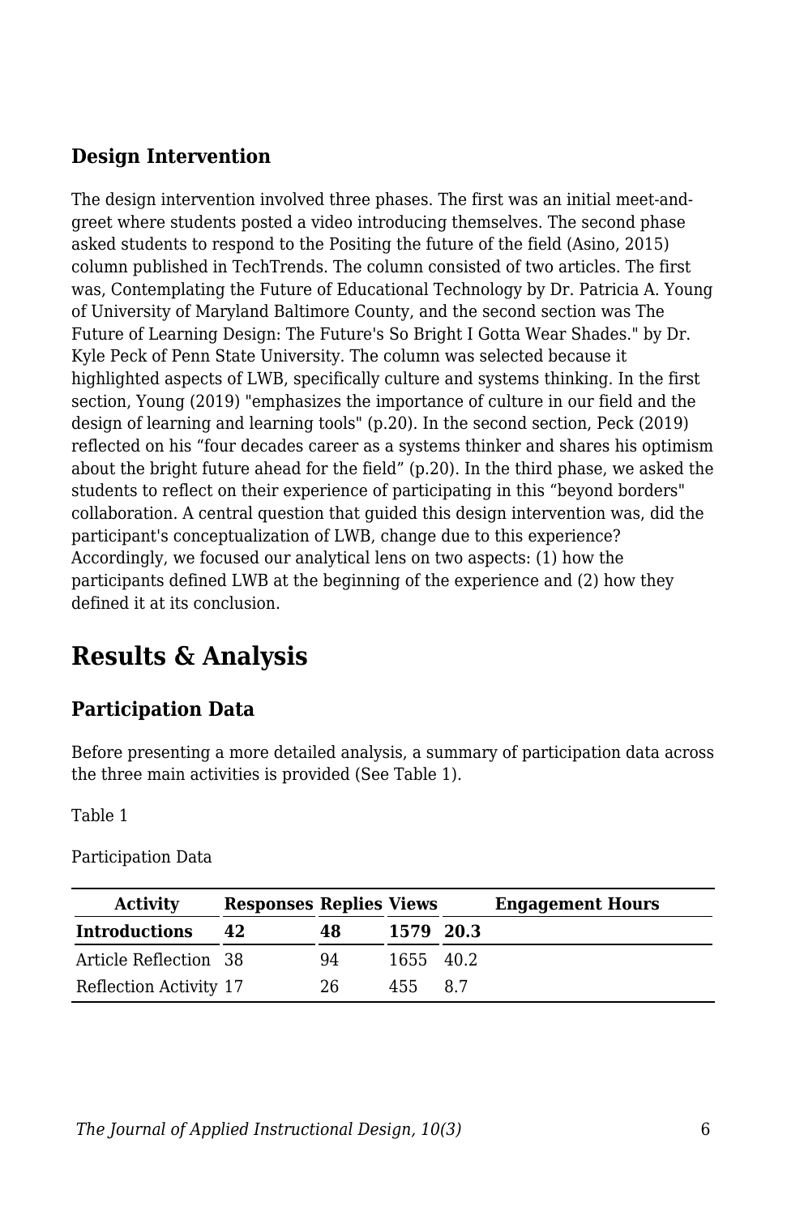### Design Intervention

The design intervention involved three phases. The first was an initial meet-and-greet where students posted a video introducing themselves. The second phase asked students to respond to the Positing the future of the field (Asino, 2015) column published in TechTrends. The column consisted of two articles. The first was, Contemplating the Future of Educational Technology by Dr. Patricia A. Young of University of Maryland Baltimore County, and the second section was The Future of Learning Design: The Future's So Bright I Gotta Wear Shades." by Dr. Kyle Peck of Penn State University. The column was selected because it highlighted aspects of LWB, specifically culture and systems thinking. In the first section, Young (2019) "emphasizes the importance of culture in our field and the design of learning and learning tools" (p.20). In the second section, Peck (2019) reflected on his “four decades career as a systems thinker and shares his optimism about the bright future ahead for the field” (p.20). In the third phase, we asked the students to reflect on their experience of participating in this “beyond borders" collaboration. A central question that guided this design intervention was, did the participant's conceptualization of LWB, change due to this experience? Accordingly, we focused our analytical lens on two aspects: (1) how the participants defined LWB at the beginning of the experience and (2) how they defined it at its conclusion.

## Results & Analysis

### Participation Data

Before presenting a more detailed analysis, a summary of participation data across the three main activities is provided (See Table 1).

Table 1

Participation Data

| Activity | Responses | Replies | Views | Engagement Hours |
|---|---|---|---|---|
| **Introductions** | **42** | **48** | **1579** | **20.3** |
| Article Reflection | 38 | 94 | 1655 | 40.2 |
| Reflection Activity | 17 | 26 | 455 | 8.7 |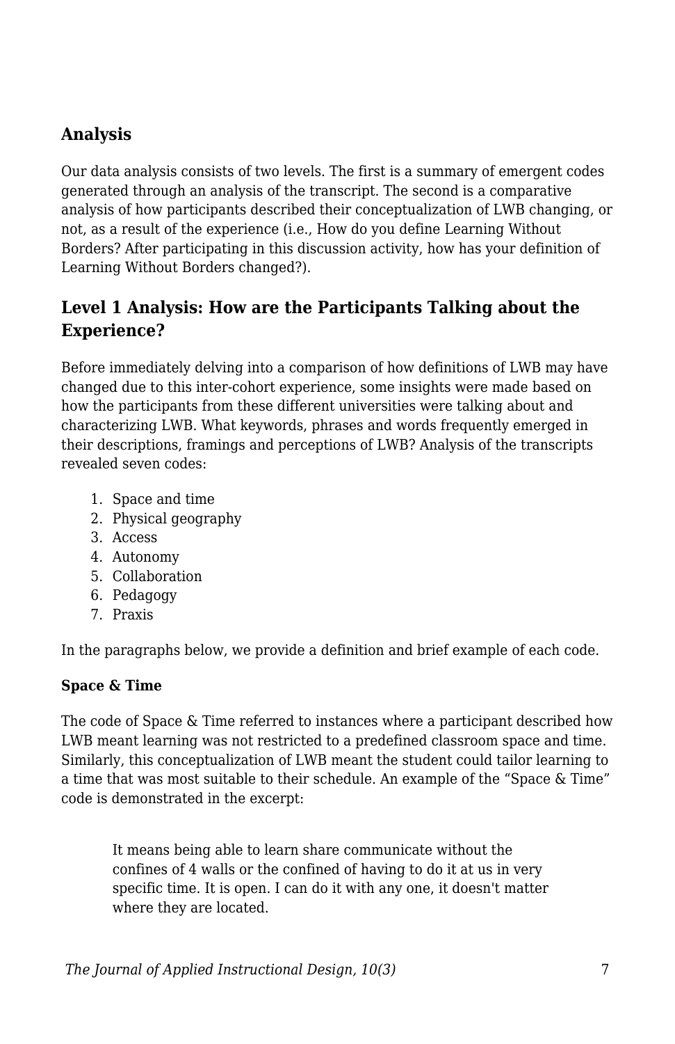## Analysis

Our data analysis consists of two levels. The first is a summary of emergent codes generated through an analysis of the transcript. The second is a comparative analysis of how participants described their conceptualization of LWB changing, or not, as a result of the experience (i.e., How do you define Learning Without Borders? After participating in this discussion activity, how has your definition of Learning Without Borders changed?).

### Level 1 Analysis: How are the Participants Talking about the Experience?

Before immediately delving into a comparison of how definitions of LWB may have changed due to this inter-cohort experience, some insights were made based on how the participants from these different universities were talking about and characterizing LWB. What keywords, phrases and words frequently emerged in their descriptions, framings and perceptions of LWB? Analysis of the transcripts revealed seven codes:

1. Space and time
2. Physical geography
3. Access
4. Autonomy
5. Collaboration
6. Pedagogy
7. Praxis

In the paragraphs below, we provide a definition and brief example of each code.

**Space & Time**

The code of Space & Time referred to instances where a participant described how LWB meant learning was not restricted to a predefined classroom space and time. Similarly, this conceptualization of LWB meant the student could tailor learning to a time that was most suitable to their schedule. An example of the "Space & Time" code is demonstrated in the excerpt:

> It means being able to learn share communicate without the confines of 4 walls or the confined of having to do it at us in very specific time. It is open. I can do it with any one, it doesn't matter where they are located.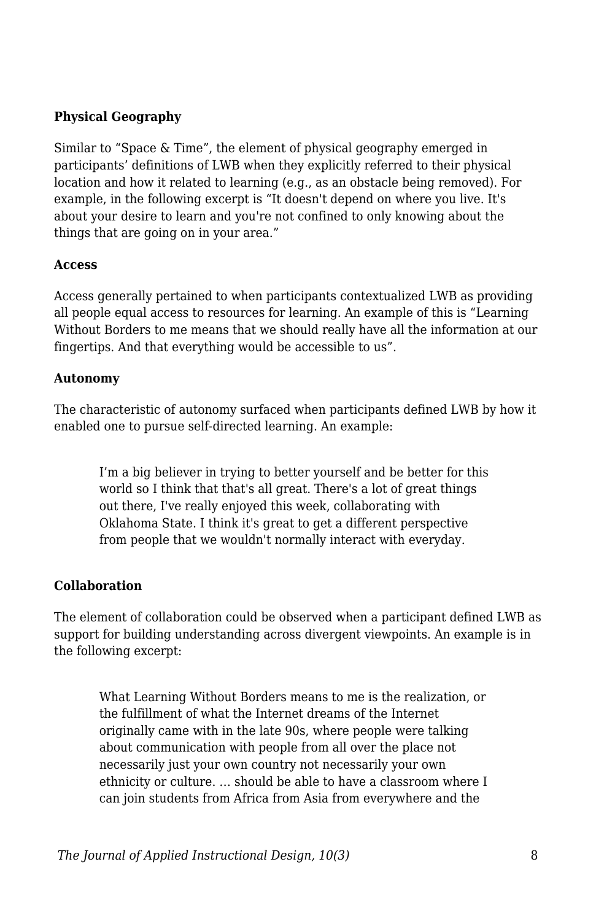**Physical Geography**

Similar to “Space & Time”, the element of physical geography emerged in participants’ definitions of LWB when they explicitly referred to their physical location and how it related to learning (e.g., as an obstacle being removed). For example, in the following excerpt is “It doesn't depend on where you live. It's about your desire to learn and you're not confined to only knowing about the things that are going on in your area.”

**Access**

Access generally pertained to when participants contextualized LWB as providing all people equal access to resources for learning. An example of this is “Learning Without Borders to me means that we should really have all the information at our fingertips. And that everything would be accessible to us”.

**Autonomy**

The characteristic of autonomy surfaced when participants defined LWB by how it enabled one to pursue self-directed learning. An example:

> I’m a big believer in trying to better yourself and be better for this world so I think that that's all great. There's a lot of great things out there, I've really enjoyed this week, collaborating with Oklahoma State. I think it's great to get a different perspective from people that we wouldn't normally interact with everyday.

**Collaboration**

The element of collaboration could be observed when a participant defined LWB as support for building understanding across divergent viewpoints. An example is in the following excerpt:

> What Learning Without Borders means to me is the realization, or the fulfillment of what the Internet dreams of the Internet originally came with in the late 90s, where people were talking about communication with people from all over the place not necessarily just your own country not necessarily your own ethnicity or culture. … should be able to have a classroom where I can join students from Africa from Asia from everywhere and the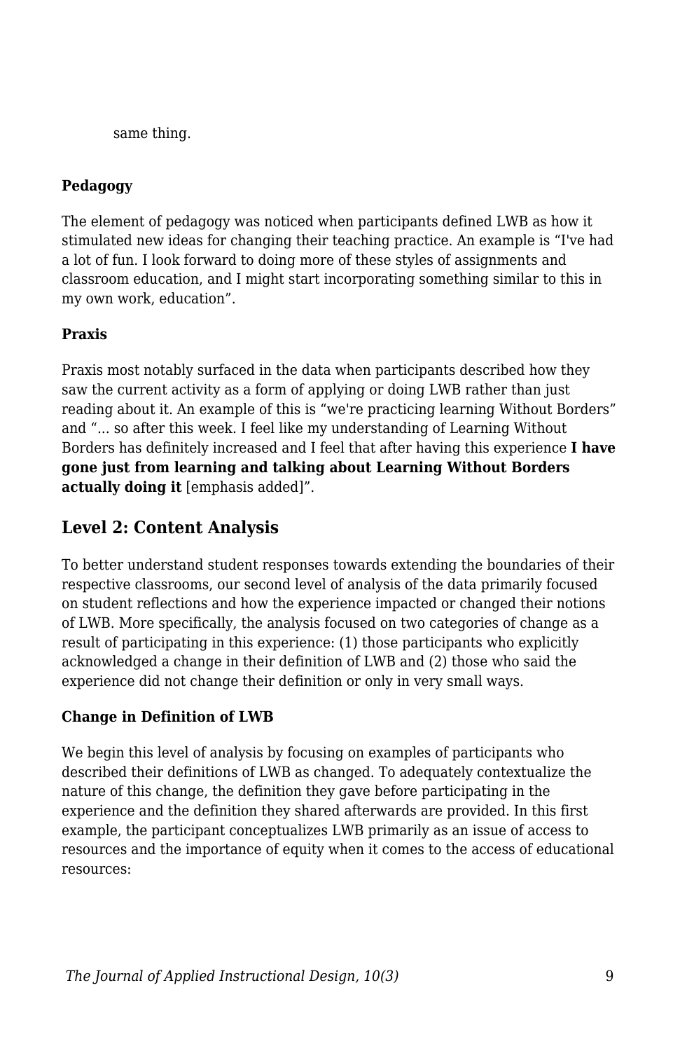same thing.

**Pedagogy**

The element of pedagogy was noticed when participants defined LWB as how it stimulated new ideas for changing their teaching practice. An example is “I've had a lot of fun. I look forward to doing more of these styles of assignments and classroom education, and I might start incorporating something similar to this in my own work, education”.

**Praxis**

Praxis most notably surfaced in the data when participants described how they saw the current activity as a form of applying or doing LWB rather than just reading about it. An example of this is “we're practicing learning Without Borders” and “... so after this week. I feel like my understanding of Learning Without Borders has definitely increased and I feel that after having this experience **I have gone just from learning and talking about Learning Without Borders actually doing it** [emphasis added]”.

## Level 2: Content Analysis

To better understand student responses towards extending the boundaries of their respective classrooms, our second level of analysis of the data primarily focused on student reflections and how the experience impacted or changed their notions of LWB. More specifically, the analysis focused on two categories of change as a result of participating in this experience: (1) those participants who explicitly acknowledged a change in their definition of LWB and (2) those who said the experience did not change their definition or only in very small ways.

**Change in Definition of LWB**

We begin this level of analysis by focusing on examples of participants who described their definitions of LWB as changed. To adequately contextualize the nature of this change, the definition they gave before participating in the experience and the definition they shared afterwards are provided. In this first example, the participant conceptualizes LWB primarily as an issue of access to resources and the importance of equity when it comes to the access of educational resources: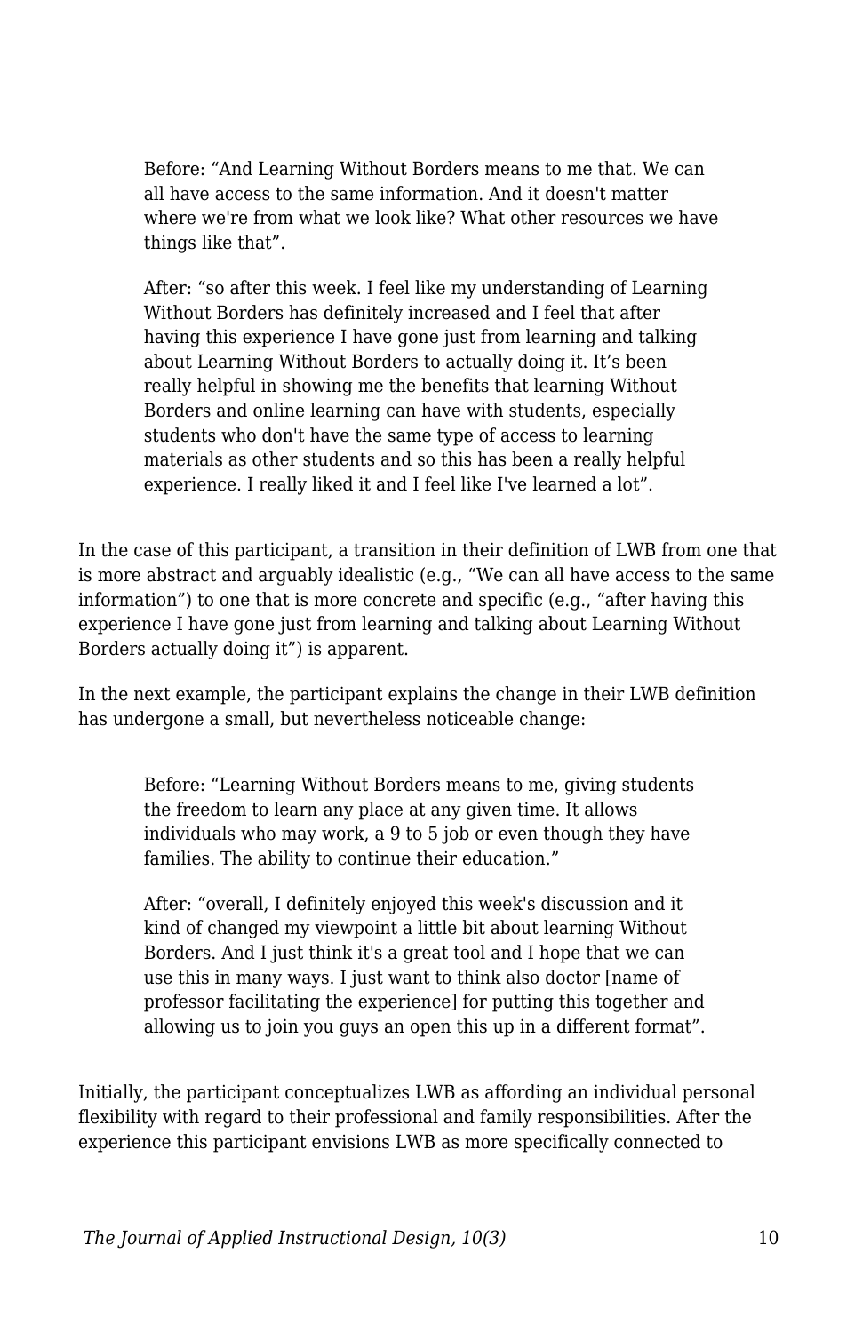> Before: “And Learning Without Borders means to me that. We can all have access to the same information. And it doesn't matter where we're from what we look like? What other resources we have things like that”.
>
> After: “so after this week. I feel like my understanding of Learning Without Borders has definitely increased and I feel that after having this experience I have gone just from learning and talking about Learning Without Borders to actually doing it. It’s been really helpful in showing me the benefits that learning Without Borders and online learning can have with students, especially students who don't have the same type of access to learning materials as other students and so this has been a really helpful experience. I really liked it and I feel like I've learned a lot”.

In the case of this participant, a transition in their definition of LWB from one that is more abstract and arguably idealistic (e.g., “We can all have access to the same information”) to one that is more concrete and specific (e.g., “after having this experience I have gone just from learning and talking about Learning Without Borders actually doing it”) is apparent.

In the next example, the participant explains the change in their LWB definition has undergone a small, but nevertheless noticeable change:

> Before: “Learning Without Borders means to me, giving students the freedom to learn any place at any given time. It allows individuals who may work, a 9 to 5 job or even though they have families. The ability to continue their education.”
>
> After: “overall, I definitely enjoyed this week's discussion and it kind of changed my viewpoint a little bit about learning Without Borders. And I just think it's a great tool and I hope that we can use this in many ways. I just want to think also doctor [name of professor facilitating the experience] for putting this together and allowing us to join you guys an open this up in a different format”.

Initially, the participant conceptualizes LWB as affording an individual personal flexibility with regard to their professional and family responsibilities. After the experience this participant envisions LWB as more specifically connected to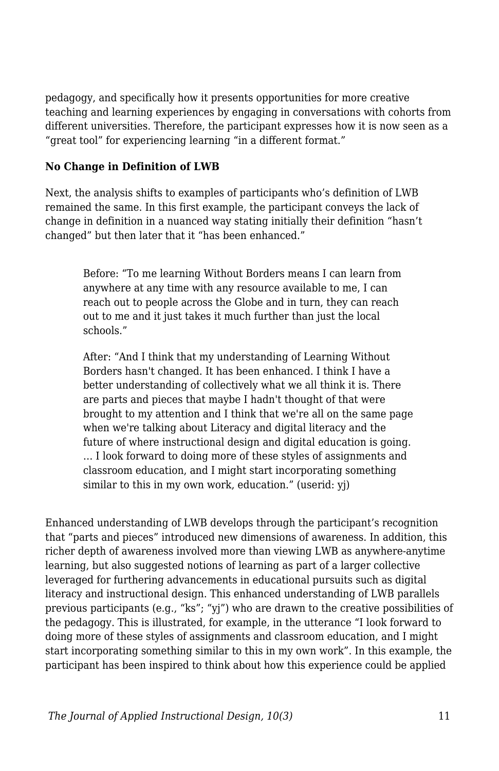pedagogy, and specifically how it presents opportunities for more creative teaching and learning experiences by engaging in conversations with cohorts from different universities. Therefore, the participant expresses how it is now seen as a “great tool” for experiencing learning “in a different format.”

**No Change in Definition of LWB**

Next, the analysis shifts to examples of participants who’s definition of LWB remained the same. In this first example, the participant conveys the lack of change in definition in a nuanced way stating initially their definition “hasn’t changed” but then later that it “has been enhanced.”

> Before: “To me learning Without Borders means I can learn from anywhere at any time with any resource available to me, I can reach out to people across the Globe and in turn, they can reach out to me and it just takes it much further than just the local schools.”
>
> After: “And I think that my understanding of Learning Without Borders hasn't changed. It has been enhanced. I think I have a better understanding of collectively what we all think it is. There are parts and pieces that maybe I hadn't thought of that were brought to my attention and I think that we're all on the same page when we're talking about Literacy and digital literacy and the future of where instructional design and digital education is going. … I look forward to doing more of these styles of assignments and classroom education, and I might start incorporating something similar to this in my own work, education.” (userid: yj)

Enhanced understanding of LWB develops through the participant’s recognition that “parts and pieces” introduced new dimensions of awareness. In addition, this richer depth of awareness involved more than viewing LWB as anywhere-anytime learning, but also suggested notions of learning as part of a larger collective leveraged for furthering advancements in educational pursuits such as digital literacy and instructional design. This enhanced understanding of LWB parallels previous participants (e.g., “ks”; “yj”) who are drawn to the creative possibilities of the pedagogy. This is illustrated, for example, in the utterance “I look forward to doing more of these styles of assignments and classroom education, and I might start incorporating something similar to this in my own work”. In this example, the participant has been inspired to think about how this experience could be applied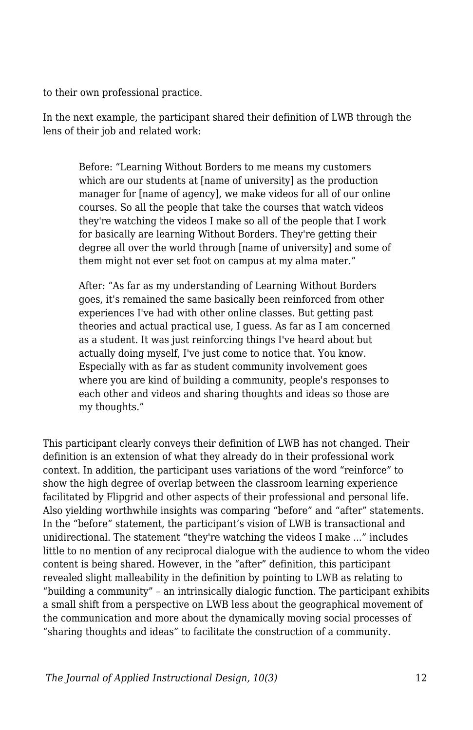to their own professional practice.

In the next example, the participant shared their definition of LWB through the lens of their job and related work:

> Before: “Learning Without Borders to me means my customers which are our students at [name of university] as the production manager for [name of agency], we make videos for all of our online courses. So all the people that take the courses that watch videos they're watching the videos I make so all of the people that I work for basically are learning Without Borders. They're getting their degree all over the world through [name of university] and some of them might not ever set foot on campus at my alma mater.”
>
> After: “As far as my understanding of Learning Without Borders goes, it's remained the same basically been reinforced from other experiences I've had with other online classes. But getting past theories and actual practical use, I guess. As far as I am concerned as a student. It was just reinforcing things I've heard about but actually doing myself, I've just come to notice that. You know. Especially with as far as student community involvement goes where you are kind of building a community, people's responses to each other and videos and sharing thoughts and ideas so those are my thoughts.”

This participant clearly conveys their definition of LWB has not changed. Their definition is an extension of what they already do in their professional work context. In addition, the participant uses variations of the word “reinforce” to show the high degree of overlap between the classroom learning experience facilitated by Flipgrid and other aspects of their professional and personal life. Also yielding worthwhile insights was comparing “before” and “after” statements. In the “before” statement, the participant’s vision of LWB is transactional and unidirectional. The statement “they're watching the videos I make ...” includes little to no mention of any reciprocal dialogue with the audience to whom the video content is being shared. However, in the “after” definition, this participant revealed slight malleability in the definition by pointing to LWB as relating to “building a community” – an intrinsically dialogic function. The participant exhibits a small shift from a perspective on LWB less about the geographical movement of the communication and more about the dynamically moving social processes of “sharing thoughts and ideas” to facilitate the construction of a community.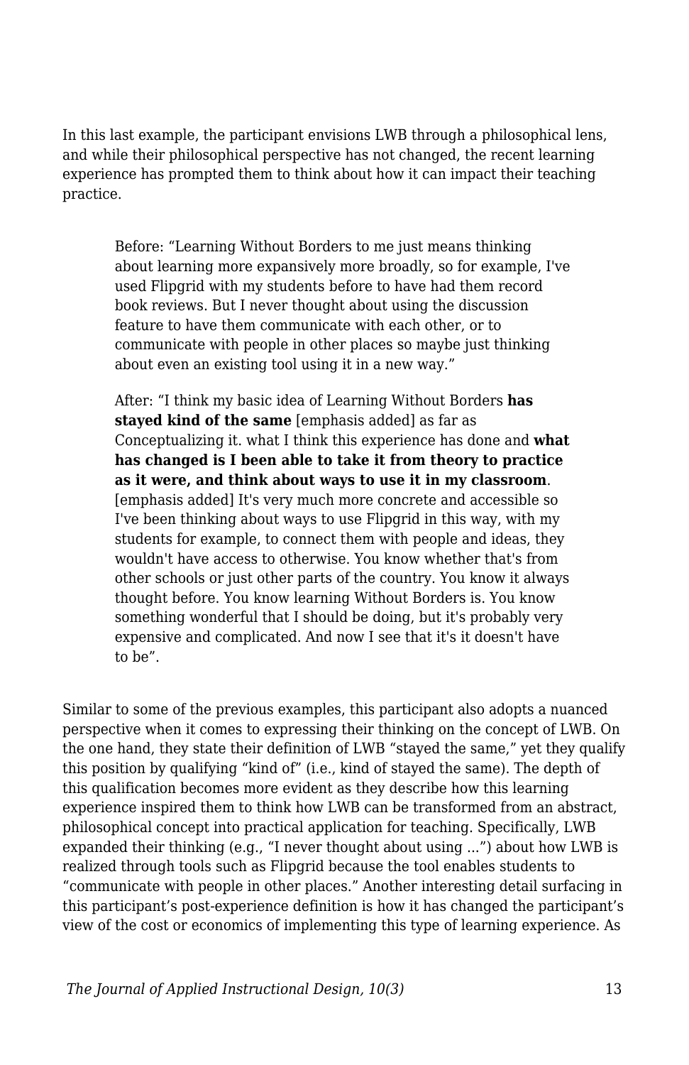In this last example, the participant envisions LWB through a philosophical lens, and while their philosophical perspective has not changed, the recent learning experience has prompted them to think about how it can impact their teaching practice.

> Before: "Learning Without Borders to me just means thinking about learning more expansively more broadly, so for example, I've used Flipgrid with my students before to have had them record book reviews. But I never thought about using the discussion feature to have them communicate with each other, or to communicate with people in other places so maybe just thinking about even an existing tool using it in a new way."
>
> After: "I think my basic idea of Learning Without Borders **has stayed kind of the same** [emphasis added] as far as Conceptualizing it. what I think this experience has done and **what has changed is I been able to take it from theory to practice as it were, and think about ways to use it in my classroom**. [emphasis added] It's very much more concrete and accessible so I've been thinking about ways to use Flipgrid in this way, with my students for example, to connect them with people and ideas, they wouldn't have access to otherwise. You know whether that's from other schools or just other parts of the country. You know it always thought before. You know learning Without Borders is. You know something wonderful that I should be doing, but it's probably very expensive and complicated. And now I see that it's it doesn't have to be".

Similar to some of the previous examples, this participant also adopts a nuanced perspective when it comes to expressing their thinking on the concept of LWB. On the one hand, they state their definition of LWB "stayed the same," yet they qualify this position by qualifying "kind of" (i.e., kind of stayed the same). The depth of this qualification becomes more evident as they describe how this learning experience inspired them to think how LWB can be transformed from an abstract, philosophical concept into practical application for teaching. Specifically, LWB expanded their thinking (e.g., "I never thought about using ...") about how LWB is realized through tools such as Flipgrid because the tool enables students to "communicate with people in other places." Another interesting detail surfacing in this participant's post-experience definition is how it has changed the participant's view of the cost or economics of implementing this type of learning experience. As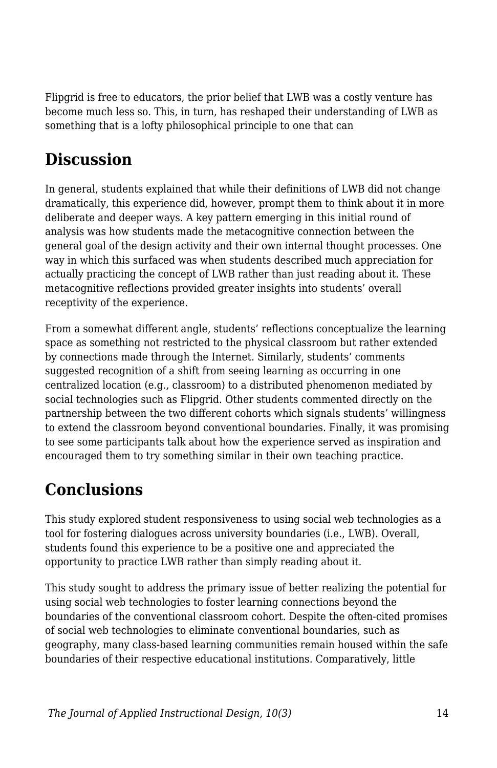Flipgrid is free to educators, the prior belief that LWB was a costly venture has become much less so. This, in turn, has reshaped their understanding of LWB as something that is a lofty philosophical principle to one that can

## Discussion

In general, students explained that while their definitions of LWB did not change dramatically, this experience did, however, prompt them to think about it in more deliberate and deeper ways. A key pattern emerging in this initial round of analysis was how students made the metacognitive connection between the general goal of the design activity and their own internal thought processes. One way in which this surfaced was when students described much appreciation for actually practicing the concept of LWB rather than just reading about it. These metacognitive reflections provided greater insights into students' overall receptivity of the experience.

From a somewhat different angle, students' reflections conceptualize the learning space as something not restricted to the physical classroom but rather extended by connections made through the Internet. Similarly, students' comments suggested recognition of a shift from seeing learning as occurring in one centralized location (e.g., classroom) to a distributed phenomenon mediated by social technologies such as Flipgrid. Other students commented directly on the partnership between the two different cohorts which signals students' willingness to extend the classroom beyond conventional boundaries. Finally, it was promising to see some participants talk about how the experience served as inspiration and encouraged them to try something similar in their own teaching practice.

## Conclusions

This study explored student responsiveness to using social web technologies as a tool for fostering dialogues across university boundaries (i.e., LWB). Overall, students found this experience to be a positive one and appreciated the opportunity to practice LWB rather than simply reading about it.

This study sought to address the primary issue of better realizing the potential for using social web technologies to foster learning connections beyond the boundaries of the conventional classroom cohort. Despite the often-cited promises of social web technologies to eliminate conventional boundaries, such as geography, many class-based learning communities remain housed within the safe boundaries of their respective educational institutions. Comparatively, little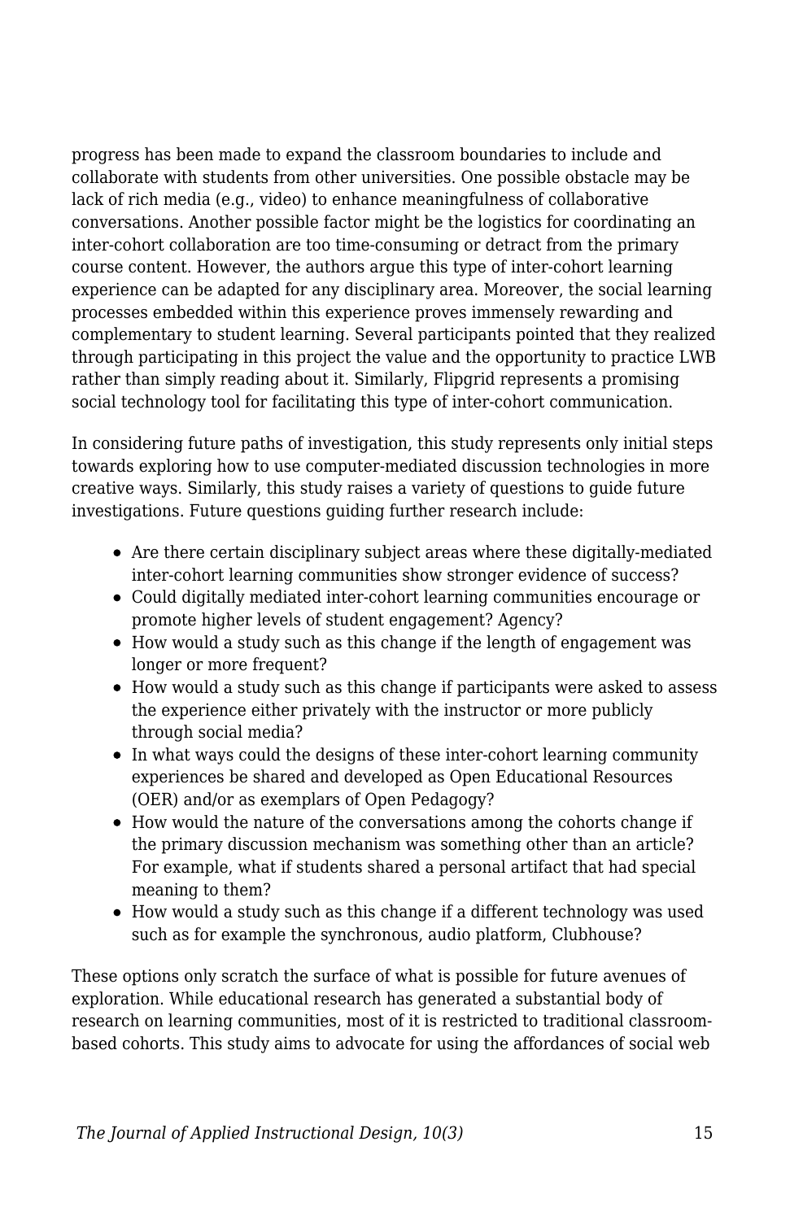progress has been made to expand the classroom boundaries to include and collaborate with students from other universities. One possible obstacle may be lack of rich media (e.g., video) to enhance meaningfulness of collaborative conversations. Another possible factor might be the logistics for coordinating an inter-cohort collaboration are too time-consuming or detract from the primary course content. However, the authors argue this type of inter-cohort learning experience can be adapted for any disciplinary area. Moreover, the social learning processes embedded within this experience proves immensely rewarding and complementary to student learning. Several participants pointed that they realized through participating in this project the value and the opportunity to practice LWB rather than simply reading about it. Similarly, Flipgrid represents a promising social technology tool for facilitating this type of inter-cohort communication.

In considering future paths of investigation, this study represents only initial steps towards exploring how to use computer-mediated discussion technologies in more creative ways. Similarly, this study raises a variety of questions to guide future investigations. Future questions guiding further research include:

- Are there certain disciplinary subject areas where these digitally-mediated inter-cohort learning communities show stronger evidence of success?
- Could digitally mediated inter-cohort learning communities encourage or promote higher levels of student engagement? Agency?
- How would a study such as this change if the length of engagement was longer or more frequent?
- How would a study such as this change if participants were asked to assess the experience either privately with the instructor or more publicly through social media?
- In what ways could the designs of these inter-cohort learning community experiences be shared and developed as Open Educational Resources (OER) and/or as exemplars of Open Pedagogy?
- How would the nature of the conversations among the cohorts change if the primary discussion mechanism was something other than an article? For example, what if students shared a personal artifact that had special meaning to them?
- How would a study such as this change if a different technology was used such as for example the synchronous, audio platform, Clubhouse?

These options only scratch the surface of what is possible for future avenues of exploration. While educational research has generated a substantial body of research on learning communities, most of it is restricted to traditional classroom-based cohorts. This study aims to advocate for using the affordances of social web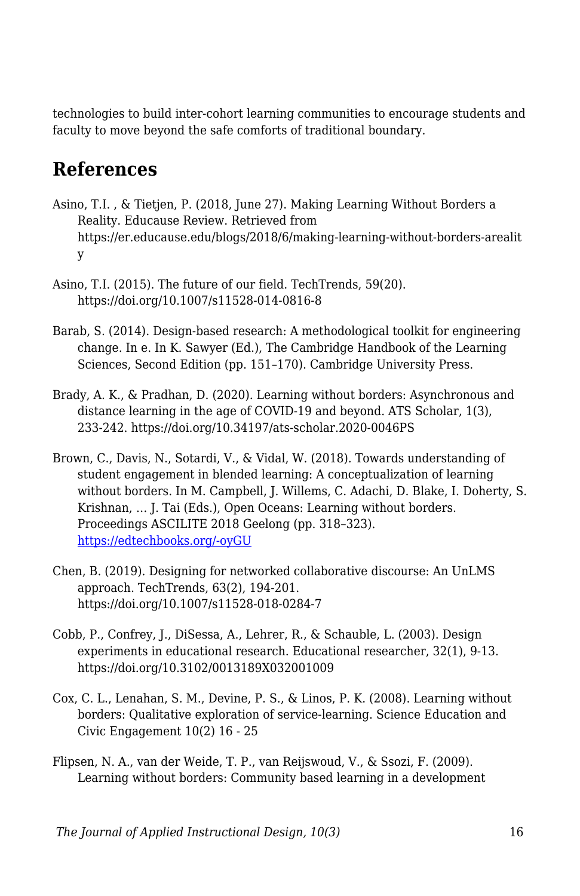technologies to build inter-cohort learning communities to encourage students and faculty to move beyond the safe comforts of traditional boundary.

## References

Asino, T.I. , & Tietjen, P. (2018, June 27). Making Learning Without Borders a Reality. Educause Review. Retrieved from https://er.educause.edu/blogs/2018/6/making-learning-without-borders-areality

Asino, T.I. (2015). The future of our field. TechTrends, 59(20). https://doi.org/10.1007/s11528-014-0816-8

Barab, S. (2014). Design-based research: A methodological toolkit for engineering change. In e. In K. Sawyer (Ed.), The Cambridge Handbook of the Learning Sciences, Second Edition (pp. 151–170). Cambridge University Press.

Brady, A. K., & Pradhan, D. (2020). Learning without borders: Asynchronous and distance learning in the age of COVID-19 and beyond. ATS Scholar, 1(3), 233-242. https://doi.org/10.34197/ats-scholar.2020-0046PS

Brown, C., Davis, N., Sotardi, V., & Vidal, W. (2018). Towards understanding of student engagement in blended learning: A conceptualization of learning without borders. In M. Campbell, J. Willems, C. Adachi, D. Blake, I. Doherty, S. Krishnan, ... J. Tai (Eds.), Open Oceans: Learning without borders. Proceedings ASCILITE 2018 Geelong (pp. 318–323). https://edtechbooks.org/-oyGU

Chen, B. (2019). Designing for networked collaborative discourse: An UnLMS approach. TechTrends, 63(2), 194-201. https://doi.org/10.1007/s11528-018-0284-7

Cobb, P., Confrey, J., DiSessa, A., Lehrer, R., & Schauble, L. (2003). Design experiments in educational research. Educational researcher, 32(1), 9-13. https://doi.org/10.3102/0013189X032001009

Cox, C. L., Lenahan, S. M., Devine, P. S., & Linos, P. K. (2008). Learning without borders: Qualitative exploration of service-learning. Science Education and Civic Engagement 10(2) 16 - 25

Flipsen, N. A., van der Weide, T. P., van Reijswoud, V., & Ssozi, F. (2009). Learning without borders: Community based learning in a development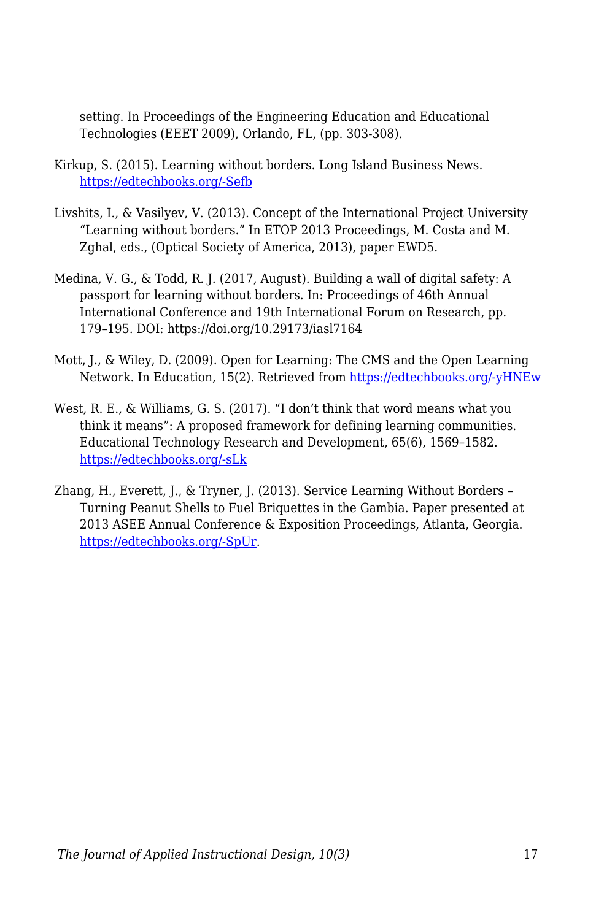setting. In Proceedings of the Engineering Education and Educational Technologies (EEET 2009), Orlando, FL, (pp. 303-308).

Kirkup, S. (2015). Learning without borders. Long Island Business News. https://edtechbooks.org/-Sefb

Livshits, I., & Vasilyev, V. (2013). Concept of the International Project University "Learning without borders." In ETOP 2013 Proceedings, M. Costa and M. Zghal, eds., (Optical Society of America, 2013), paper EWD5.

Medina, V. G., & Todd, R. J. (2017, August). Building a wall of digital safety: A passport for learning without borders. In: Proceedings of 46th Annual International Conference and 19th International Forum on Research, pp. 179–195. DOI: https://doi.org/10.29173/iasl7164

Mott, J., & Wiley, D. (2009). Open for Learning: The CMS and the Open Learning Network. In Education, 15(2). Retrieved from https://edtechbooks.org/-yHNEw

West, R. E., & Williams, G. S. (2017). "I don't think that word means what you think it means": A proposed framework for defining learning communities. Educational Technology Research and Development, 65(6), 1569–1582. https://edtechbooks.org/-sLk

Zhang, H., Everett, J., & Tryner, J. (2013). Service Learning Without Borders – Turning Peanut Shells to Fuel Briquettes in the Gambia. Paper presented at 2013 ASEE Annual Conference & Exposition Proceedings, Atlanta, Georgia. https://edtechbooks.org/-SpUr.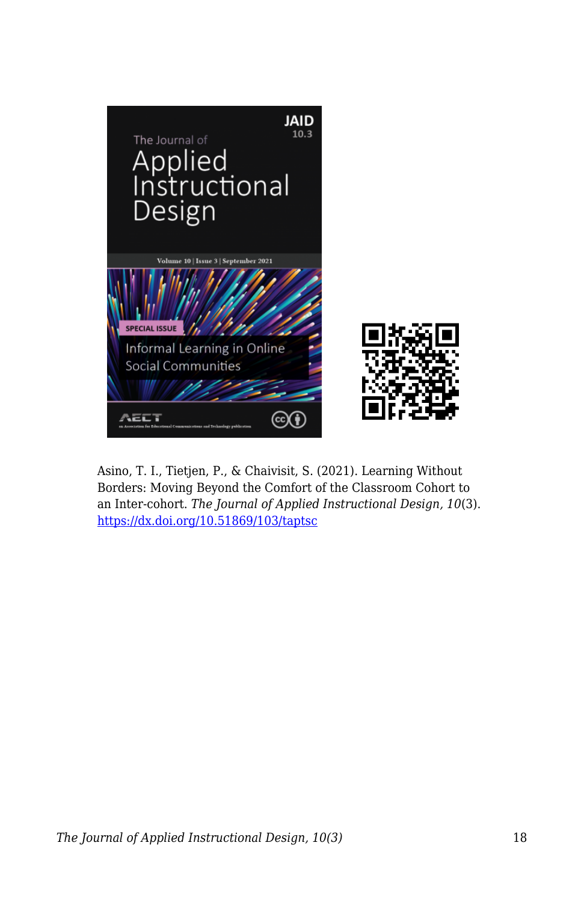Asino, T. I., Tietjen, P., & Chaivisit, S. (2021). Learning Without Borders: Moving Beyond the Comfort of the Classroom Cohort to an Inter-cohort. *The Journal of Applied Instructional Design, 10*(3). https://dx.doi.org/10.51869/103/taptsc